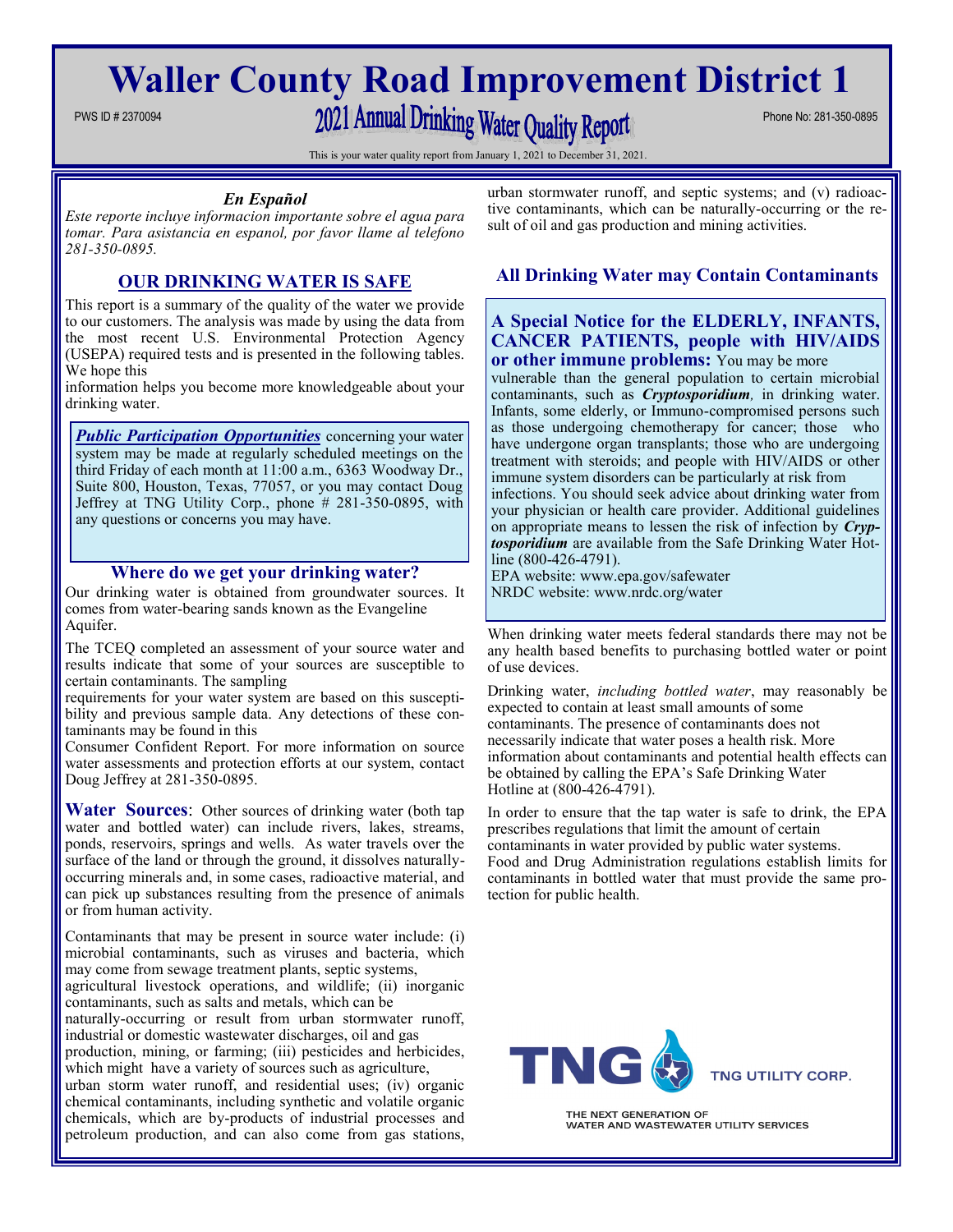# Waller County Road Improvement District 1

PWS ID # 2370094

## 2021 Annual Drinking Water Quality Report

Phone No: 281-350-0895

This is your water quality report from January 1, 2021 to December 31, 2021.

### *En Español*

*Este reporte incluye informacion importante sobre el agua para tomar. Para asistancia en espanol, por favor llame al telefono 281-350-0895.*

### OUR DRINKING WATER IS SAFE

This report is a summary of the quality of the water we provide to our customers. The analysis was made by using the data from the most recent U.S. Environmental Protection Agency (USEPA) required tests and is presented in the following tables. We hope this information helps you become more knowledgeable about your drinking water.

***Public Participation Opportunities*** concerning your water system may be made at regularly scheduled meetings on the third Friday of each month at 11:00 a.m., 6363 Woodway Dr., Suite 800, Houston, Texas, 77057, or you may contact Doug Jeffrey at TNG Utility Corp., phone # 281-350-0895, with any questions or concerns you may have.

### Where do we get your drinking water?

Our drinking water is obtained from groundwater sources. It comes from water-bearing sands known as the Evangeline Aquifer.

The TCEQ completed an assessment of your source water and results indicate that some of your sources are susceptible to certain contaminants. The sampling requirements for your water system are based on this susceptibility and previous sample data. Any detections of these contaminants may be found in this Consumer Confident Report. For more information on source water assessments and protection efforts at our system, contact Doug Jeffrey at 281-350-0895.

**Water Sources**: Other sources of drinking water (both tap water and bottled water) can include rivers, lakes, streams, ponds, reservoirs, springs and wells. As water travels over the surface of the land or through the ground, it dissolves naturally-occurring minerals and, in some cases, radioactive material, and can pick up substances resulting from the presence of animals or from human activity.

Contaminants that may be present in source water include: (i) microbial contaminants, such as viruses and bacteria, which may come from sewage treatment plants, septic systems, agricultural livestock operations, and wildlife; (ii) inorganic contaminants, such as salts and metals, which can be naturally-occurring or result from urban stormwater runoff, industrial or domestic wastewater discharges, oil and gas production, mining, or farming; (iii) pesticides and herbicides, which might have a variety of sources such as agriculture, urban storm water runoff, and residential uses; (iv) organic chemical contaminants, including synthetic and volatile organic chemicals, which are by-products of industrial processes and petroleum production, and can also come from gas stations, urban stormwater runoff, and septic systems; and (v) radioactive contaminants, which can be naturally-occurring or the result of oil and gas production and mining activities.

### All Drinking Water may Contain Contaminants

**A Special Notice for the ELDERLY, INFANTS, CANCER PATIENTS, people with HIV/AIDS or other immune problems:** You may be more vulnerable than the general population to certain microbial contaminants, such as ***Cryptosporidium****,* in drinking water. Infants, some elderly, or Immuno-compromised persons such as those undergoing chemotherapy for cancer; those who have undergone organ transplants; those who are undergoing treatment with steroids; and people with HIV/AIDS or other immune system disorders can be particularly at risk from infections. You should seek advice about drinking water from your physician or health care provider. Additional guidelines on appropriate means to lessen the risk of infection by ***Cryptosporidium*** are available from the Safe Drinking Water Hotline (800-426-4791).

EPA website: www.epa.gov/safewater

NRDC website: www.nrdc.org/water

When drinking water meets federal standards there may not be any health based benefits to purchasing bottled water or point of use devices.

Drinking water, *including bottled water*, may reasonably be expected to contain at least small amounts of some contaminants. The presence of contaminants does not necessarily indicate that water poses a health risk. More information about contaminants and potential health effects can be obtained by calling the EPA's Safe Drinking Water Hotline at (800-426-4791).

In order to ensure that the tap water is safe to drink, the EPA prescribes regulations that limit the amount of certain contaminants in water provided by public water systems. Food and Drug Administration regulations establish limits for contaminants in bottled water that must provide the same protection for public health.

TNG UTILITY CORP.

THE NEXT GENERATION OF WATER AND WASTEWATER UTILITY SERVICES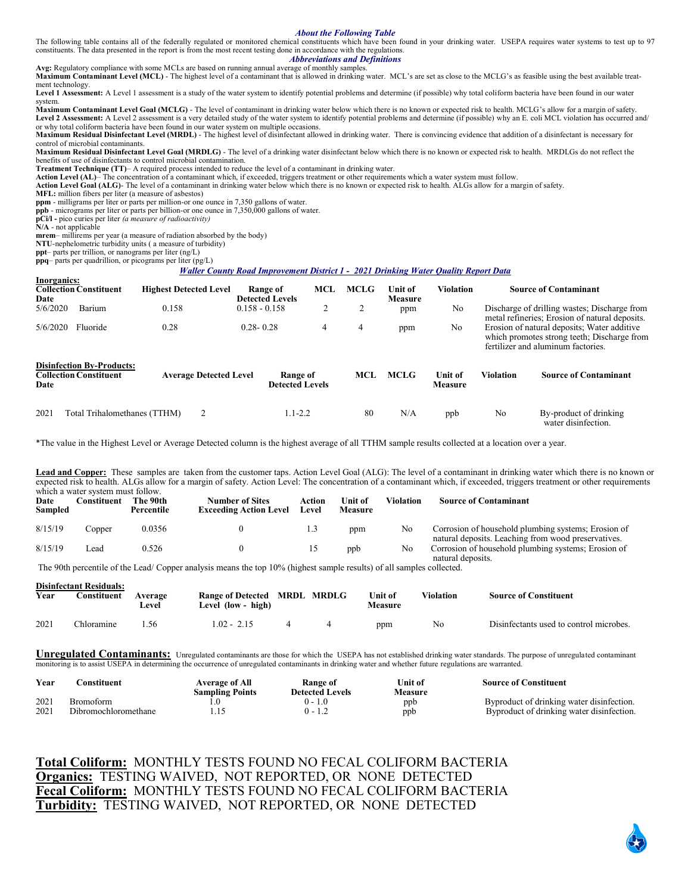### *About the Following Table*

The following table contains all of the federally regulated or monitored chemical constituents which have been found in your drinking water. USEPA requires water systems to test up to 97 constituents. The data presented in the report is from the most recent testing done in accordance with the regulations.

### *Abbreviations and Definitions*

**Avg:** Regulatory compliance with some MCLs are based on running annual average of monthly samples.

**Maximum Contaminant Level (MCL)** - The highest level of a contaminant that is allowed in drinking water. MCL's are set as close to the MCLG's as feasible using the best available treatment technology.

**Level 1 Assessment:** A Level 1 assessment is a study of the water system to identify potential problems and determine (if possible) why total coliform bacteria have been found in our water system.

**Maximum Contaminant Level Goal (MCLG)** - The level of contaminant in drinking water below which there is no known or expected risk to health. MCLG's allow for a margin of safety.

**Level 2 Assessment:** A Level 2 assessment is a very detailed study of the water system to identify potential problems and determine (if possible) why an E. coli MCL violation has occurred and/or why total coliform bacteria have been found in our water system on multiple occasions.

**Maximum Residual Disinfectant Level (MRDL)** - The highest level of disinfectant allowed in drinking water. There is convincing evidence that addition of a disinfectant is necessary for control of microbial contaminants.

**Maximum Residual Disinfectant Level Goal (MRDLG)** - The level of a drinking water disinfectant below which there is no known or expected risk to health. MRDLGs do not reflect the benefits of use of disinfectants to control microbial contamination.

**Treatment Technique (TT)**– A required process intended to reduce the level of a contaminant in drinking water.

**Action Level (AL)**– The concentration of a contaminant which, if exceeded, triggers treatment or other requirements which a water system must follow.

**Action Level Goal (ALG)**- The level of a contaminant in drinking water below which there is no known or expected risk to health. ALGs allow for a margin of safety.

**MFL:** million fibers per liter (a measure of asbestos)

**ppm** - milligrams per liter or parts per million-or one ounce in 7,350 gallons of water.

**ppb** - micrograms per liter or parts per billion-or one ounce in 7,350,000 gallons of water.

**pCi/l -** pico curies per liter *(a measure of radioactivity)*

**N/A** - not applicable

**mrem**– millirems per year (a measure of radiation absorbed by the body)

**NTU**-nephelometric turbidity units ( a measure of turbidity)

**ppt**– parts per trillion, or nanograms per liter (ng/L)

**ppq**– parts per quadrillion, or picograms per liter (pg/L)

### *Waller County Road Improvement District 1 - 2021 Drinking Water Quality Report Data*

**Inorganics:**

| Collection Date | Constituent | Highest Detected Level | Range of Detected Levels | MCL | MCLG | Unit of Measure | Violation | Source of Contaminant |
|---|---|---|---|---|---|---|---|---|
| 5/6/2020 | Barium | 0.158 | 0.158 - 0.158 | 2 | 2 | ppm | No | Discharge of drilling wastes; Discharge from metal refineries; Erosion of natural deposits. |
| 5/6/2020 | Fluoride | 0.28 | 0.28- 0.28 | 4 | 4 | ppm | No | Erosion of natural deposits; Water additive which promotes strong teeth; Discharge from fertilizer and aluminum factories. |

**Disinfection By-Products:**

| Collection Date | Constituent | Average Detected Level | Range of Detected Levels | MCL | MCLG | Unit of Measure | Violation | Source of Contaminant |
|---|---|---|---|---|---|---|---|---|
| 2021 | Total Trihalomethanes (TTHM) | 2 | 1.1-2.2 | 80 | N/A | ppb | No | By-product of drinking water disinfection. |

*The value in the Highest Level or Average Detected column is the highest average of all TTHM sample results collected at a location over a year.

**Lead and Copper:** These samples are taken from the customer taps. Action Level Goal (ALG): The level of a contaminant in drinking water which there is no known or expected risk to health. ALGs allow for a margin of safety. Action Level: The concentration of a contaminant which, if exceeded, triggers treatment or other requirements which a water system must follow.

| Date Sampled | Constituent | The 90th Percentile | Number of Sites Exceeding Action Level | Action Level | Unit of Measure | Violation | Source of Contaminant |
|---|---|---|---|---|---|---|---|
| 8/15/19 | Copper | 0.0356 | 0 | 1.3 | ppm | No | Corrosion of household plumbing systems; Erosion of natural deposits. Leaching from wood preservatives. |
| 8/15/19 | Lead | 0.526 | 0 | 15 | ppb | No | Corrosion of household plumbing systems; Erosion of natural deposits. |

The 90th percentile of the Lead/ Copper analysis means the top 10% (highest sample results) of all samples collected.

**Disinfectant Residuals:**

| Year | Constituent | Average Level | Range of Detected Level (low - high) | MRDL | MRDLG | Unit of Measure | Violation | Source of Constituent |
|---|---|---|---|---|---|---|---|---|
| 2021 | Chloramine | 1.56 | 1.02 - 2.15 | 4 | 4 | ppm | No | Disinfectants used to control microbes. |

**Unregulated Contaminants:** Unregulated contaminants are those for which the USEPA has not established drinking water standards. The purpose of unregulated contaminant monitoring is to assist USEPA in determining the occurrence of unregulated contaminants in drinking water and whether future regulations are warranted.

| Year | Constituent | Average of All Sampling Points | Range of Detected Levels | Unit of Measure | Source of Constituent |
|---|---|---|---|---|---|
| 2021 | Bromoform | 1.0 | 0 - 1.0 | ppb | Byproduct of drinking water disinfection. |
| 2021 | Dibromochloromethane | 1.15 | 0 - 1.2 | ppb | Byproduct of drinking water disinfection. |

**Total Coliform:** MONTHLY TESTS FOUND NO FECAL COLIFORM BACTERIA

**Organics:** TESTING WAIVED, NOT REPORTED, OR NONE DETECTED

**Fecal Coliform:** MONTHLY TESTS FOUND NO FECAL COLIFORM BACTERIA

**Turbidity:** TESTING WAIVED, NOT REPORTED, OR NONE DETECTED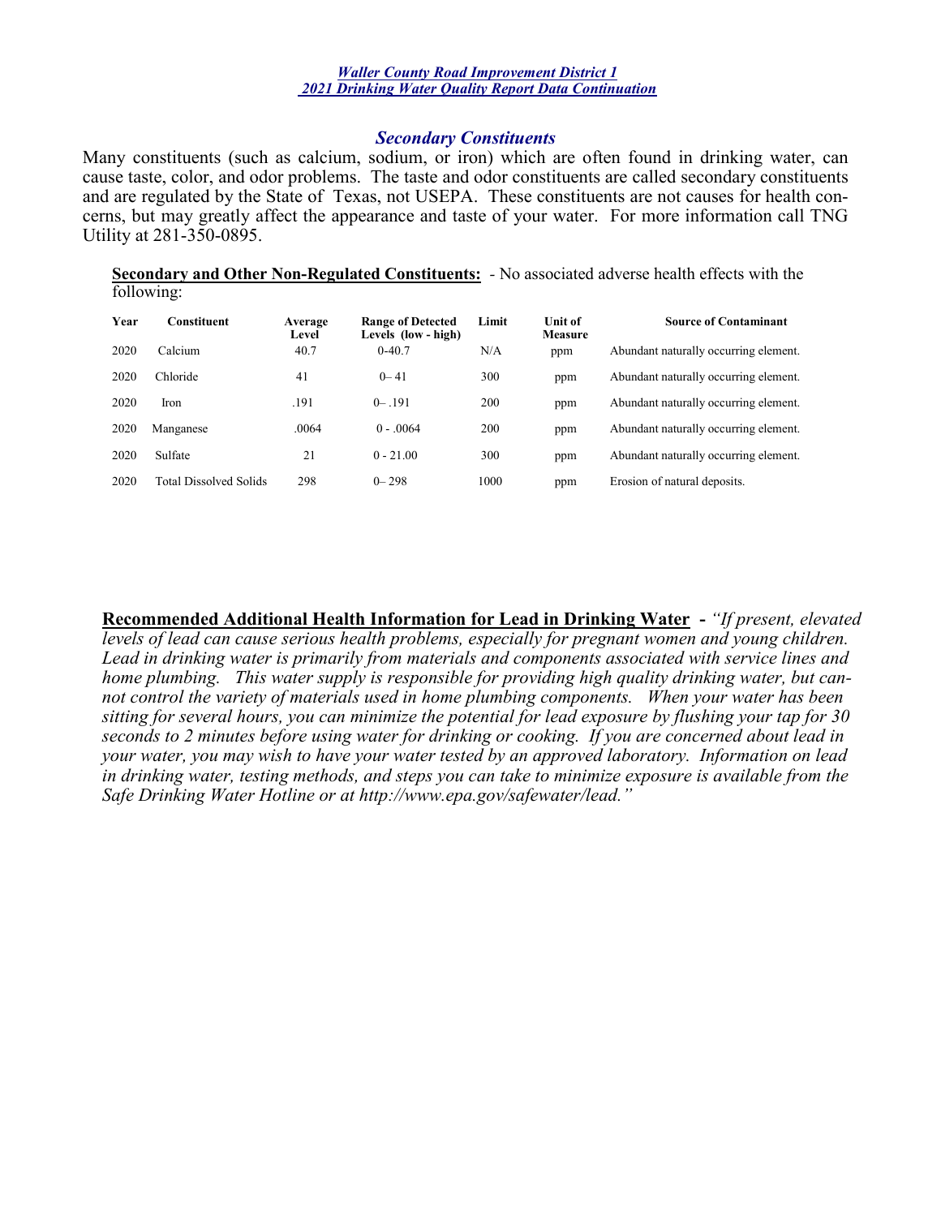***Waller County Road Improvement District 1***
***2021 Drinking Water Quality Report Data Continuation***

## *Secondary Constituents*

Many constituents (such as calcium, sodium, or iron) which are often found in drinking water, can cause taste, color, and odor problems. The taste and odor constituents are called secondary constituents and are regulated by the State of Texas, not USEPA. These constituents are not causes for health concerns, but may greatly affect the appearance and taste of your water. For more information call TNG Utility at 281-350-0895.

**Secondary and Other Non-Regulated Constituents:** - No associated adverse health effects with the following:

| Year | Constituent | Average Level | Range of Detected Levels (low - high) | Limit | Unit of Measure | Source of Contaminant |
|---|---|---|---|---|---|---|
| 2020 | Calcium | 40.7 | 0-40.7 | N/A | ppm | Abundant naturally occurring element. |
| 2020 | Chloride | 41 | 0– 41 | 300 | ppm | Abundant naturally occurring element. |
| 2020 | Iron | .191 | 0– .191 | 200 | ppm | Abundant naturally occurring element. |
| 2020 | Manganese | .0064 | 0 - .0064 | 200 | ppm | Abundant naturally occurring element. |
| 2020 | Sulfate | 21 | 0 - 21.00 | 300 | ppm | Abundant naturally occurring element. |
| 2020 | Total Dissolved Solids | 298 | 0– 298 | 1000 | ppm | Erosion of natural deposits. |

**Recommended Additional Health Information for Lead in Drinking Water** - *"If present, elevated levels of lead can cause serious health problems, especially for pregnant women and young children. Lead in drinking water is primarily from materials and components associated with service lines and home plumbing. This water supply is responsible for providing high quality drinking water, but cannot control the variety of materials used in home plumbing components. When your water has been sitting for several hours, you can minimize the potential for lead exposure by flushing your tap for 30 seconds to 2 minutes before using water for drinking or cooking. If you are concerned about lead in your water, you may wish to have your water tested by an approved laboratory. Information on lead in drinking water, testing methods, and steps you can take to minimize exposure is available from the Safe Drinking Water Hotline or at http://www.epa.gov/safewater/lead."*